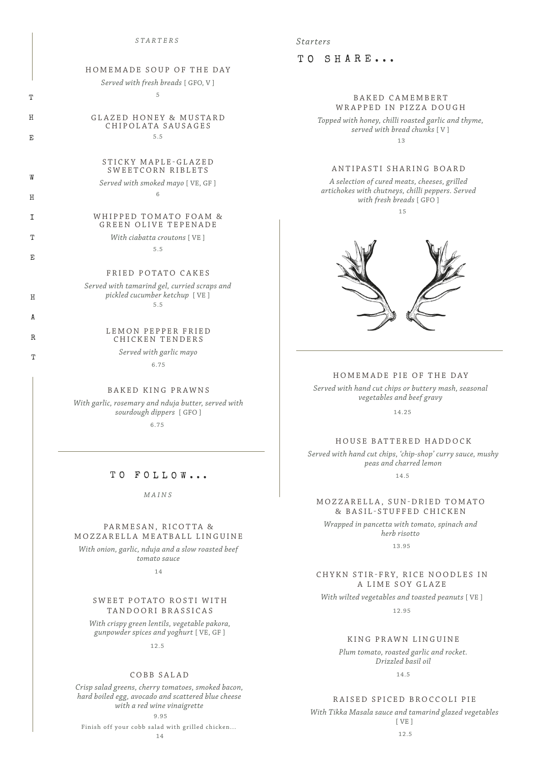# THE WHITE HART

## STARTERS

### HOMEMADE SOUP OF THE DAY

*Served with fresh breads* [ GFO, V ]

5

### GLAZED HONEY & MUSTARD CHIPOLATA SAUSAGES

5.5

### STICKY MAPLE-GLAZED SWEETCORN RIBLETS

*Served with smoked mayo* [ VE, GF ]

6

### WHIPPED TOMATO FOAM & GREEN OLIVE TEPENADE

*With ciabatta croutons* [ VE ]

5.5

### FRIED POTATO CAKES

*Served with tamarind gel, curried scraps and pickled cucumber ketchup* [ VE ]

5.5

### LEMON PEPPER FRIED CHICKEN TENDERS

*Served with garlic mayo*

6.75

### BAKED KING PRAWNS

*With garlic, rosemary and nduja butter, served with sourdough dippers* [ GFO ]

6.75

## *Starters*

## TO SHARE...

### BAKED CAMEMBERT WRAPPED IN PIZZA DOUGH

*Topped with honey, chilli roasted garlic and thyme, served with bread chunks* [ V ]

13

### ANTIPASTI SHARING BOARD

*A selection of cured meats, cheeses, grilled artichokes with chutneys, chilli peppers. Served with fresh breads* [ GFO ]

15

## TO FOLLOW...

*MAINS*

### PARMESAN, RICOTTA & MOZZARELLA MEATBALL LINGUINE

*With onion, garlic, nduja and a slow roasted beef tomato sauce*

14

### SWEET POTATO ROSTI WITH TANDOORI BRASSICAS

*With crispy green lentils, vegetable pakora, gunpowder spices and yoghurt* [ VE, GF ]

12.5

### COBB SALAD

*Crisp salad greens, cherry tomatoes, smoked bacon, hard boiled egg, avocado and scattered blue cheese with a red wine vinaigrette*

9.95

Finish off your cobb salad with grilled chicken...

14

### HOMEMADE PIE OF THE DAY

*Served with hand cut chips or buttery mash, seasonal vegetables and beef gravy*

14.25

### HOUSE BATTERED HADDOCK

*Served with hand cut chips, 'chip-shop' curry sauce, mushy peas and charred lemon*

14.5

### MOZZARELLA, SUN-DRIED TOMATO & BASIL-STUFFED CHICKEN

*Wrapped in pancetta with tomato, spinach and herb risotto*

13.95

### CHYKN STIR-FRY, RICE NOODLES IN A LIME SOY GLAZE

*With wilted vegetables and toasted peanuts* [ VE ]

12.95

### KING PRAWN LINGUINE

*Plum tomato, roasted garlic and rocket. Drizzled basil oil*

14.5

### RAISED SPICED BROCCOLI PIE

*With Tikka Masala sauce and tamarind glazed vegetables* [ VE ]

12.5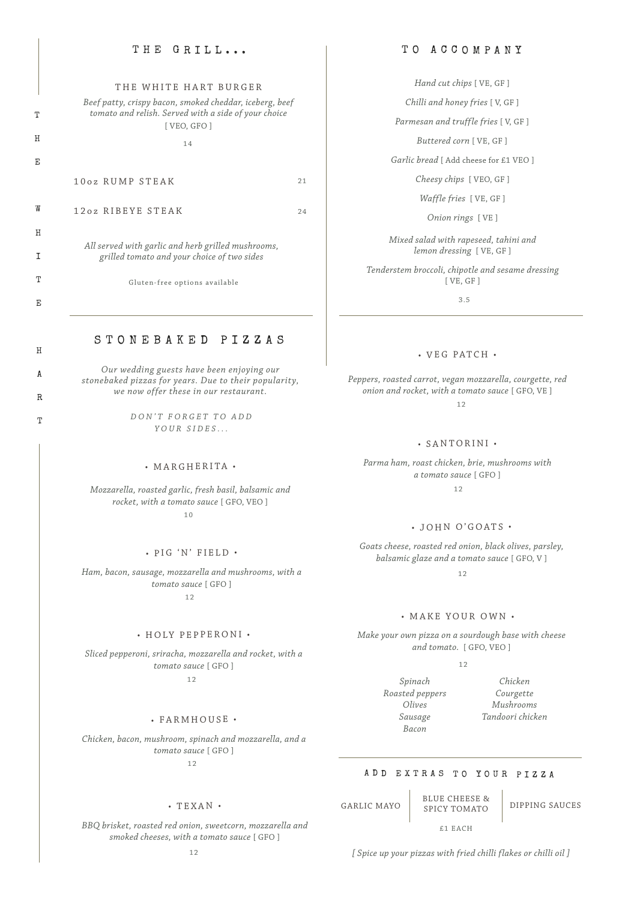## THE GRILL...

### THE WHITE HART BURGER

*Beef patty, crispy bacon, smoked cheddar, iceberg, beef tomato and relish. Served with a side of your choice* [ VEO, GFO ]

14

10oz RUMP STEAK 21

12oz RIBEYE STEAK 24

*All served with garlic and herb grilled mushrooms, grilled tomato and your choice of two sides*

Gluten-free options available

## STONEBAKED PIZZAS

*Our wedding guests have been enjoying our stonebaked pizzas for years. Due to their popularity, we now offer these in our restaurant.*

*DON'T FORGET TO ADD YOUR SIDES...*

### • MARGHERITA •

*Mozzarella, roasted garlic, fresh basil, balsamic and rocket, with a tomato sauce* [ GFO, VEO ]

10

### • PIG 'N' FIELD •

*Ham, bacon, sausage, mozzarella and mushrooms, with a tomato sauce* [ GFO ]

12

### • HOLY PEPPERONI •

*Sliced pepperoni, sriracha, mozzarella and rocket, with a tomato sauce* [ GFO ]

12

### • FARMHOUSE •

*Chicken, bacon, mushroom, spinach and mozzarella, and a tomato sauce* [ GFO ]

12

### • TEXAN •

*BBQ brisket, roasted red onion, sweetcorn, mozzarella and smoked cheeses, with a tomato sauce* [ GFO ]

12

### • VEG PATCH •

*Peppers, roasted carrot, vegan mozzarella, courgette, red onion and rocket, with a tomato sauce* [ GFO, VE ]

12

### • SANTORINI •

*Parma ham, roast chicken, brie, mushrooms with a tomato sauce* [ GFO ]

12

### • JOHN O'GOATS •

*Goats cheese, roasted red onion, black olives, parsley, balsamic glaze and a tomato sauce* [ GFO, V ]

12

### • MAKE YOUR OWN •

*Make your own pizza on a sourdough base with cheese and tomato.* [ GFO, VEO ]

12

*Spinach*
*Roasted peppers*
*Olives*
*Sausage*
*Bacon*
*Chicken*
*Courgette*
*Mushrooms*
*Tandoori chicken*

## TO ACCOMPANY

*Hand cut chips* [ VE, GF ]

*Chilli and honey fries* [ V, GF ]

*Parmesan and truffle fries* [ V, GF ]

*Buttered corn* [ VE, GF ]

*Garlic bread* [ Add cheese for £1 VEO ]

*Cheesy chips* [ VEO, GF ]

*Waffle fries* [ VE, GF ]

*Onion rings* [ VE ]

*Mixed salad with rapeseed, tahini and lemon dressing* [ VE, GF ]

*Tenderstem broccoli, chipotle and sesame dressing* [ VE, GF ]

3.5

## ADD EXTRAS TO YOUR PIZZA

GARLIC MAYO | BLUE CHEESE & SPICY TOMATO | DIPPING SAUCES

£1 EACH

*[ Spice up your pizzas with fried chilli flakes or chilli oil ]*